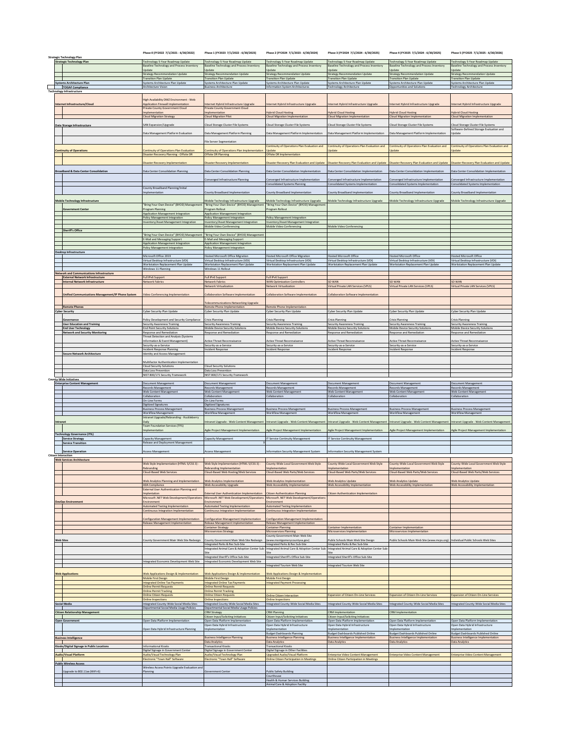| | Phase 0 (FY2022 7/1/2021 - 6/30/2022) | Phase 1 (FY2023 7/1/2022 - 6/30/2023) | Phase 2 (FY2024 7/1/2023 - 6/30/2024) | Phase 3 (FY2024 7/1/2024 - 6/30/2025) | Phase 4 (FY2025 7/1/2024 - 6/30/2025) | Phase 5 (FY2025 7/1/2025 - 6/30/2026) |
|---|---|---|---|---|---|---|
| **Strategic Technology Plan** | | | | | | |
| **Strategic Technology Plan** | Technology 5-Year Roadmap Update | Technology 5-Year Roadmap Update | Technology 5-Year Roadmap Update | Technology 5-Year Roadmap Update | Technology 5-Year Roadmap Update | Technology 5-Year Roadmap Update |
| | Baseline Technology and Process Inventory Update | Baseline Technology and Process Inventory Update | Baseline Technology and Process Inventory Update | Baseline Technology and Process Inventory Update | Baseline Technology and Process Inventory Update | Baseline Technology and Process Inventory Update |
| | Strategy Recommendation Update | Strategy Recommendation Update | Strategy Recommendation Update | Strategy Recommendation Update | Strategy Recommendation Update | Strategy Recommendation Update |
| | Transition Plan Update | Transition Plan Update | Transition Plan Update | Transition Plan Update | Transition Plan Update | Transition Plan Update |
| **Systems Architecture Plan** | Systems Architecture Plan Update | Systems Architecture Plan Update | Systems Architecture Plan Update | Systems Architecture Plan Update | Systems Architecture Plan Update | Systems Architecture Plan Update |
| **TOGAF Compliance** | Architecture Vision | Business Architecture | Information System Architectures | Technology Architecture | Opportunities and Solutions | Technology Architecture |
| **Technology Infrastructure** | | | | | | |
| **Internet Infrastructure/Cloud** | High Availability DMZ Environment - Web Application Firewall Implementation | Internet Hybrid Infrastructure Upgrade | Internet Hybrid Infrastructure Upgrade | Internet Hybrid Infrastructure Upgrade | Internet Hybrid Infrastructure Upgrade | Internet Hybrid Infrastructure Upgrade |
| | Private County Government Cloud Implementation | Private County Government Cloud Implementation | Hybrid Cloud Hosting | Hybrid Cloud Hosting | Hybrid Cloud Hosting | Hybrid Cloud Hosting |
| | Cloud Migration Strategy | Cloud Migration Pilot | Cloud Migration Implementation | Cloud Migration Implementation | Cloud Migration Implementation | Cloud Migration Implementation |
| **Data Storage Infrastructure** | SAN Expansion/Upgrade | Cloud Storage Cluster File Systems | Cloud Storage Cluster File Systems | Cloud Storage Cluster File Systems | Cloud Storage Cluster File Systems | Cloud Storage Cluster File Systems |
| | Data Management Platform Evaluation | Data Management Platform Planning | Data Management Platform Implementation | Data Management Platform Implementation | Data Management Platform Implementation | Software-Defined Storage Evaluation and Update |
| | | File Server Segmentation | | | | |
| **Continuity of Operations** | Continuity of Operations Plan Evaluation | Continuity of Operations Plan Implementation | Continuity of Operations Plan Evaluation and Update | Continuity of Operations Plan Evaluation and Update | Continuity of Operations Plan Evaluation and Update | Continuity of Operations Plan Evaluation and Update |
| | Disaster Recovery Planning - Offsite DR | Offsite DR Planning | Offsite DR Implementation | | | |
| | Disaster Recovery Implementation | Disaster Recovery Implementation | Disaster Recovery Plan Evaluation and Update | Disaster Recovery Plan Evaluation and Update | Disaster Recovery Plan Evaluation and Update | Disaster Recovery Plan Evaluation and Update |
| **Broadband & Data Center Consolidation** | Data Center Consolidation Planning | Data Center Consolidation Planning | Data Center Consolidation Implementation | Data Center Consolidation Implementation | Data Center Consolidation Implementation | Data Center Consolidation Implementation |
| | | Converged Infrastructure Planning | Converged Infrastructure Implementation | Converged Infrastructure Implementation | Converged Infrastructure Implementation | Converged Infrastructure Implementation |
| | | | Consolidated Systems Planning | Consolidated Systems Implementation | Consolidated Systems Implementation | Consolidated Systems Implementation |
| | County Broadband Planning/Initial Implementation | County Broadband Implementation | County Broadband Implementation | County Broadband Implementation | County Broadband Implementation | County Broadband Implementation |
| **Mobile Technology Infrastructure** | | Mobile Technology Infrastructure Upgrade | Mobile Technology Infrastructure Upgrade | Mobile Technology Infrastructure Upgrade | Mobile Technology Infrastructure Upgrade | Mobile Technology Infrastructure Upgrade |
| **Government Center** | "Bring Your Own Device" (BYOD) Management Program Planning | "Bring Your Own Device" (BYOD) Management Program Rollout | "Bring Your Own Device" (BYOD) Management Program Rollout | | | |
| | Application Management Integration | Application Management Integration | | | | |
| | Policy Management Integration | Policy Management Integration | Policy Management Integration | | | |
| | Inventory/Asset Management Integration | Inventory/Asset Management Integration | Inventory/Asset Management Integration | | | |
| | | Mobile Video Conferencing | Mobile Video Conferencing | Mobile Video Conferencing | | |
| **Sheriff's Office** | | | | | | |
| | "Bring Your Own Device" (BYOD) Management | "Bring Your Own Device" (BYOD) Management | | | | |
| | E-Mail and Messaging Support | E-Mail and Messaging Support | | | | |
| | Application Management Integration | Application Management Integration | | | | |
| | Policy Management Integration | Policy Management Integration | | | | |
| **Desktop Infrastructure** | | | | | | |
| | Microsoft Office 2019 | Hosted Microsoft Office Migration | Hosted Microsoft Office Migration | Hosted Microsoft Office | Hosted Microsoft Office | Hosted Microsoft Office |
| | Virtual Desktop Infrastructure (VDI) | Virtual Desktop Infrastructure (VDI) | Virtual Desktop Infrastructure (VDI) | Virtual Desktop Infrastructure (VDI) | Virtual Desktop Infrastructure (VDI) | Virtual Desktop Infrastructure (VDI) |
| | Workstation Replacement Plan Update | Workstation Replacement Plan Update | Workstation Replacement Plan Update | Workstation Replacement Plan Update | Workstation Replacement Plan Update | Workstation Replacement Plan Update |
| | Windows 11 Planning | Windows 11 Rollout | | | | |
| **Network and Communications Infrastructure** | | | | | | |
| **External Network Infrastructure** | Full IPv6 Support | Full IPv6 Support | Full IPv6 Support | | | |
| **Internal Network Infrastructure** | Network Fabrics | Network Fabrics | WAN Optimization Controllers | SD WAN | SD WAN | SD WAN |
| | | Network Virtualization | Network Virtualization | Virtual Private LAN Services (VPLS) | Virtual Private LAN Services (VPLS) | Virtual Private LAN Services (VPLS) |
| **Unified Communications Management/IP Phone System** | Video Conferencing Implementation | Collaboration Software Implementation | Collaboration Software Implementation | Collaboration Software Implementation | | |
| | | Telecommunications Networking Upgrade | | | | |
| **Remote Phones** | | Remote Phone Implementation | Remote Phone Implementation | | | |
| **Cyber Security** | Cyber Security Plan Update | Cyber Security Plan Update | Cyber Security Plan Update | Cyber Security Plan Update | Cyber Security Plan Update | Cyber Security Plan Update |
| **Governance** | Policy Development and Security Compliance | Crisis Planning | Crisis Planning | Crisis Planning | Crisis Planning | Crisis Planning |
| **User Education and Training** | Security Awareness Training | Security Awareness Training | Security Awareness Training | Security Awareness Training | Security Awareness Training | Security Awareness Training |
| **End User Technology** | End Point Security Solutions | Mobile Device Security Solutions | Mobile Device Security Solutions | Mobile Device Security Solutions | Mobile Device Security Solutions | Mobile Device Security Solutions |
| **Network and Security Monitoring** | Response and Remediation | Response and Remediation | Response and Remediation | Response and Remediation | Response and Remediation | Response and Remediation |
| | Threat Detection and Analysis (Systems Information & Event Management) | Active Threat Reconnaissance | Active Threat Reconnaissance | Active Threat Reconnaissance | Active Threat Reconnaissance | Active Threat Reconnaissance |
| | Security-as-a-Service | Security-as-a-Service | Security-as-a-Service | Security-as-a-Service | Security-as-a-Service | Security-as-a-Service |
| | Incident Response Planning | Incident Response | Incident Response | Incident Response | Incident Response | Incident Response |
| **Secure Network Architecture** | Identity and Access Management | | | | | |
| | Multifactor Authentication Implementation | | | | | |
| | Cloud Security Solutions | Cloud Security Solutions | | | | |
| | Data Loss Prevention | Data Loss Prevention | | | | |
| | NIST 800/171 Security Framework | NIST 800/171 Security Framework | | | | |
| **County-Wide Initiatives** | | | | | | |
| **Enterprise Content Management** | Document Management | Document Management | Document Management | Document Management | Document Management | Document Management |
| | Records Management | Records Management | Records Management | Records Management | Records Management | Records Management |
| | Web Content Management | Web Content Management | Web Content Management | Web Content Management | Web Content Management | Web Content Management |
| | Collaboration | Collaboration | Collaboration | Collaboration | Collaboration | Collaboration |
| | On-Line Forms | On-Line Forms | | | | |
| | Digitized Signatures | Digitized Signatures | | | | |
| | Business Process Management | Business Process Management | Business Process Management | Business Process Management | Business Process Management | Business Process Management |
| | Workflow Management | Workflow Management | Workflow Management | Workflow Management | Workflow Management | Workflow Management |
| **Intranet** | Intranet Upgrade/Rebranding - Huckleberry Daily | Intranet Upgrade - Web Content Management | Intranet Upgrade - Web Content Management | Intranet Upgrade - Web Content Management | Intranet Upgrade - Web Content Management | Intranet Upgrade - Web Content Management |
| | Team Foundation Services (TFS) Implementation | Agile Project Management Implementation | Agile Project Management Implementation | Agile Project Management Implementation | Agile Project Management Implementation | Agile Project Management Implementation |
| **Technology Governance (ITIL)** | | | | | | |
| **Service Strategy** | Capacity Management | Capacity Management | IT Service Continuity Management | IT Service Continuity Management | | |
| **Service Transition** | Release and Deployment Management | 9 | | | | |
| **Service Operation** | Access Management | Access Management | Information Security Management System | Information Security Management System | | |
| **Citizen Interaction** | | | | | | |
| **Web Services Architecture** | | | | | | |
| | Web Style Implementation (HTML 5/CSS 3) - Rebranding | Web Style Implementation (HTML 5/CSS 3) - Rebranding Implementation | County-Wide Local Government Web Style Implementation | County-Wide Local Government Web Style Implementation | County-Wide Local Government Web Style Implementation | County-Wide Local Government Web Style Implementation |
| | Cloud-Based Web Services | Cloud-Based Web Hosting/Web Services | Cloud-Based Web Parts/Web Services | Cloud-Based Web Parts/Web Services | Cloud-Based Web Parts/Web Services | Cloud-Based Web Parts/Web Services |
| | Web Analytics Planning and Implementation | Web Analytics Implementation | Web Analytics Implementation | Web Analytics Update | Web Analytics Update | Web Analytics Update |
| | ADA Compliance | Web Accessibility Upgrade | Web Accessibility Implementation | Web Accessibility Implementation | Web Accessibility Implementation | Web Accessibility Implementation |
| | External User Authentication Planning and Implentation | External User Authentication Implementation | Citizen Authentication Planning | Citizen Authentication Implementation | | |
| **DevOps Environment** | Microsoft .NET Web Development/Operations Environment | Microsoft .NET Web Development/Operations Environment | Microsoft .NET Web Development/Operations Environment | | | |
| | Automated Testing Implementation | Automated Testing Implementation | Automated Testing Implementation | | | |
| | Continuous Integration Implementation | Continuous Integration Implementation | Continuous Integration Implementation | | | |
| | Configuration Management Implementation | Configuration Management Implementation | Configuration Management Implementation | | | |
| | Release Management Implementation | Release Management Implementation | Release Management Implementation | | | |
| | | Container Strategy | Container Planning | Container Implementation | Container Implementation | |
| | | Microservices Strategy | Microservices Planning | Microservices Implementation | Microservices Implementation | |
| **Web Sites** | County Government Main Web Site Redesign | County Government Main Web Site Redesign | County Government Main Web Site (www.montgomerycountyva.gov) | Public Schools Main Web Site Design | Public Schools Main Web Site (www.mcps.org) | Individual Public Schools Web Sites |
| | | Integrated Parks & Rec Sub-Site | Integrated Parks & Rec Sub-Site | Integrated Parks & Rec Sub-Site | | |
| | | Integrated Animal Care & Adoption Center Sub-Site | Integrated Animal Care & Adoption Center Sub-Site | Integrated Animal Care & Adoption Center Sub-Site | | |
| | | Integrated Sheriff's Office Sub-Site | Integrated Sheriff's Office Sub-Site | Integrated Sheriff's Office Sub-Site | | |
| | Integrated Economic Development Web Site | Integrated Economic Development Web Site | | | | |
| | | | Integrated Tourism Web Site | Integrated Tourism Web Site | | |
| **Web Applications** | Web Applications Design & Implementation | Web Applications Design & Implementation | Web Applications Design & Implementation | | | |
| | Mobile First Design | Mobile First Design | Mobile First Design | | | |
| | Integrated Online Tax Payments | Integrated Online Tax Payments | Integrated Payment Processing | | | |
| | Online Permit Requests | Online Permit Requests | | | | |
| | Online Permit Tracking | Online Permit Tracking | | | | |
| | Online Citizen Requests | Online Citizen Requests | Online Citizen Interaction | Expansion of Citizen On-Line Services | Expansion of Citizen On-Line Services | Expansion of Citizen On-Line Services |
| | Online Inspections | Online Inspections | Online Inspections | | | |
| **Social Media** | Integrated County-Wide Social Media Sites | Integrated County-Wide Social Media Sites | Integrated County-Wide Social Media Sites | Integrated County-Wide Social Media Sites | Integrated County-Wide Social Media Sites | Integrated County-Wide Social Media Sites |
| | Departmental Social Media Usage Policies | Departmental Social Media Usage Policies | | | | |
| **Citizen Relationship Management** | | CRM Strategy | CRM Planning | CRM Implementation | CRM Implementation | |
| | | Citizen Input/Soliciting Initiatives | Citizen Input/Soliciting Initiatives | Citizen Input/Soliciting Initiatives | | |
| **Open Government** | Open Data Platform Implementation | Open Data Platform Implementation | Open Data Platform Implementation | Open Data Platform Implementation | Open Data Platform Implementation | Open Data Platform Implementation |
| | Open Data Hybrid Infrastructure Planning | Open Data Hybrid Infrastructure Implementation | Open Data Hybrid Infrastructure Implementation | Open Data Hybrid Infrastructure Implementation | Open Data Hybrid Infrastructure Implementation | Open Data Hybrid Infrastructure Implementation |
| | | | Budget Dashboards Planning | Budget Dashboards Published Online | Budget Dashboards Published Online | Budget Dashboards Published Online |
| **Business Intelligence** | | Business Intelligence Planning | Business Intelligence Planning | Business Intelligence Implementation | Business Intelligence Implementation | Business Intelligence Implementation |
| | | Data Analytics | Data Analytics | Data Analytics | Data Analytics | Data Analytics |
| **Kiosks/Digital Signage in Public Locations** | Informational Kiosks | Transactional Kiosks | Transactional Kiosks | | | |
| | Digital Signage in Government Center | Digital Signage in Government Center | Digital Signage in Other Facilities | | | |
| **Audio/Visual Platform** | Audio/Visual Technology Plan | Audio/Visual Technology Plan | Upgraded Audio/Visual Platform | Enterprise Video Content Management | Enterprise Video Content Management | Enterprise Video Content Management |
| | Electronic "Town Hall" Software | Electronic "Town Hall" Software | Online Citizen Participation in Meetings | Online Citizen Participation in Meetings | | |
| **Public Wireless Access** | | | | | | |
| Upgrade to 802.11ax (WiFi-6) | Wireless Access Points Upgrade Evaluation and Planning | Government Center | Public Safety Building | | | |
| | | | Courthouse | | | |
| | | | Health & Human Services Building | | | |
| | | | Animal Care & Adoption Facility | | | |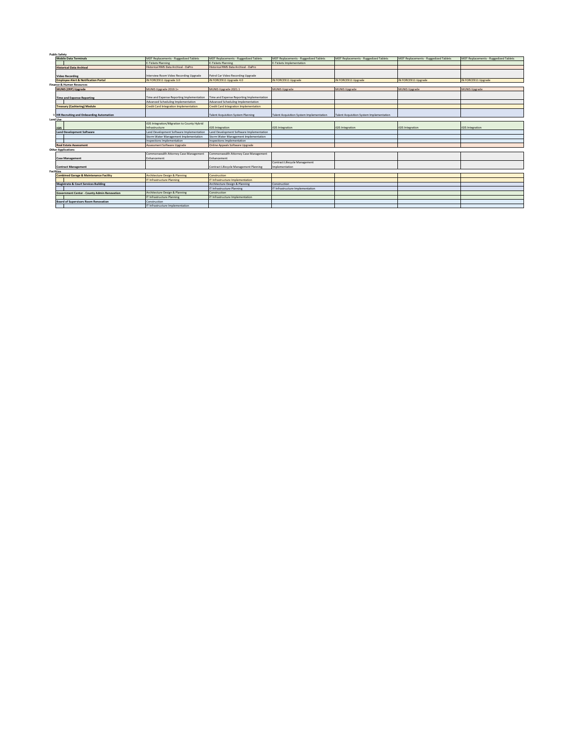| | | | | | | | |
|---|---|---|---|---|---|---|---|
| **Public Safety** | | | | | | | |
| | **Mobile Data Terminals** | MDT Replacements - Ruggedized Tablets | MDT Replacements - Ruggedized Tablets | MDT Replacements - Ruggedized Tablets | MDT Replacements - Ruggedized Tablets | MDT Replacements - Ruggedized Tablets | MDT Replacements - Ruggedized Tablets |
| | | E-Tickets Planning | E-Tickets Planning | E-Tickets Implementation | | | |
| | **Historical Data Archival** | Historical RMS Data Archival - DaPro | Historical RMS Data Archival - DaPro | | | | |
| | **Video Recording** | Interview Room Video Recording Upgrade | Patrol Car Video Recording Upgrade | | | | |
| | **Employee Alert & Notification Portal** | IN FORCE911 Upgrade 3.0 | IN FORCE911 Upgrade 4.0 | IN FORCE911 Upgrade | IN FORCE911 Upgrade | IN FORCE911 Upgrade | IN FORCE911 Upgrade |
| **Finance & Human Resources** | | | | | | | |
| | **MUNIS (ERP) Upgrade** | MUNIS Upgrade 2019.1+ | MUNIS Upgrade 2021.1 | MUNIS Upgrade | MUNIS Upgrade | MUNIS Upgrade | MUNIS Upgrade |
| | **Time and Expense Reporting** | Time and Expense Reporting Implementation | Time and Expense Reporting Implementation | | | | |
| | | Advanced Scheduling Implementation | Advanced Scheduling Implementation | | | | |
| | **Treasury (Cashiering) Module** | Credit Card Integration Implementation | Credit Card Integration Implementation | | | | |
| 9 | **HR Recruiting and Onboarding Automation** | | Talent Acquisition System Planning | Talent Acquisition System Implementation | Talent Acquisition System Implementation | | |
| **Land Use** | | | | | | | |
| | **iGIS** | iGIS Integration/Migration to County Hybrid Infrastructure | iGIS Integration | iGIS Integration | iGIS Integration | iGIS Integration | iGIS Integration |
| | **Land Development Software** | Land Development Software Implementation | Land Development Software Implementation | | | | |
| | | Storm Water Management Implementation | Storm Water Management Implementation | | | | |
| | | Inspections Implementation | Inspections Implementation | | | | |
| | **Real Estate Assessment** | Assessment Software Upgrade | Online Appeals Software Upgrade | | | | |
| **Other Applications** | | | | | | | |
| | **Case Management** | Commonwealth Attorney Case Management Enhancement | Commonwealth Attorney Case Management Enhancement | | | | |
| | **Contract Management** | | Contract Lifecycle Management Planning | Contract Lifecycle Management Implementation | | | |
| **Facilities** | | | | | | | |
| | **Combined Garage & Maintenance Facility** | Architecture Design & Planning | Construction | | | | |
| | | IT Infrastructure Planning | IT Infrastructure Implementation | | | | |
| | **Magistrate & Court Services Building** | | Architecture Design & Planning | Construction | | | |
| | | | IT Infrastructure Planning | IT Infrastructure Implementation | | | |
| | **Government Center - County Admin Renovation** | Architecture Design & Planning | Construction | | | | |
| | | IT Infrastructure Planning | IT Infrastructure Implementation | | | | |
| | **Board of Supervisors Room Renovation** | Construction | | | | | |
| | | IT Infrastructure Implementation | | | | | |